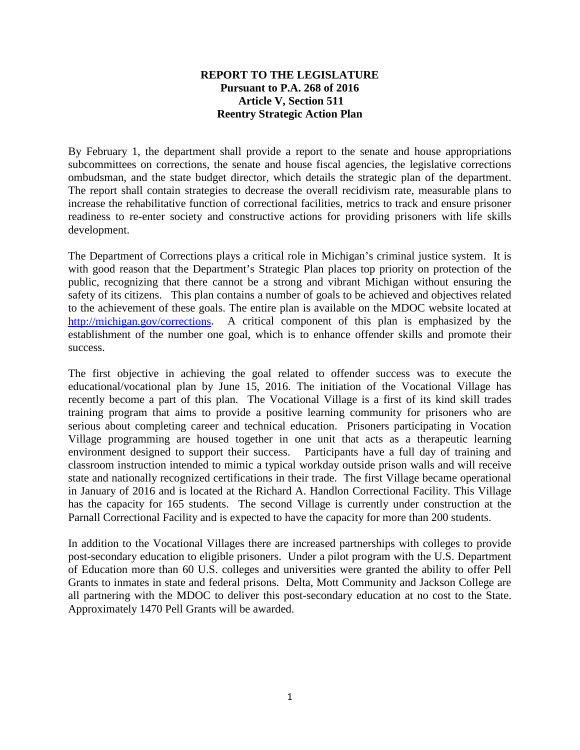**REPORT TO THE LEGISLATURE**
**Pursuant to P.A. 268 of 2016**
**Article V, Section 511**
**Reentry Strategic Action Plan**

By February 1, the department shall provide a report to the senate and house appropriations subcommittees on corrections, the senate and house fiscal agencies, the legislative corrections ombudsman, and the state budget director, which details the strategic plan of the department. The report shall contain strategies to decrease the overall recidivism rate, measurable plans to increase the rehabilitative function of correctional facilities, metrics to track and ensure prisoner readiness to re-enter society and constructive actions for providing prisoners with life skills development.

The Department of Corrections plays a critical role in Michigan's criminal justice system. It is with good reason that the Department's Strategic Plan places top priority on protection of the public, recognizing that there cannot be a strong and vibrant Michigan without ensuring the safety of its citizens. This plan contains a number of goals to be achieved and objectives related to the achievement of these goals. The entire plan is available on the MDOC website located at [http://michigan.gov/corrections](http://michigan.gov/corrections). A critical component of this plan is emphasized by the establishment of the number one goal, which is to enhance offender skills and promote their success.

The first objective in achieving the goal related to offender success was to execute the educational/vocational plan by June 15, 2016. The initiation of the Vocational Village has recently become a part of this plan. The Vocational Village is a first of its kind skill trades training program that aims to provide a positive learning community for prisoners who are serious about completing career and technical education. Prisoners participating in Vocation Village programming are housed together in one unit that acts as a therapeutic learning environment designed to support their success. Participants have a full day of training and classroom instruction intended to mimic a typical workday outside prison walls and will receive state and nationally recognized certifications in their trade. The first Village became operational in January of 2016 and is located at the Richard A. Handlon Correctional Facility. This Village has the capacity for 165 students. The second Village is currently under construction at the Parnall Correctional Facility and is expected to have the capacity for more than 200 students.

In addition to the Vocational Villages there are increased partnerships with colleges to provide post-secondary education to eligible prisoners. Under a pilot program with the U.S. Department of Education more than 60 U.S. colleges and universities were granted the ability to offer Pell Grants to inmates in state and federal prisons. Delta, Mott Community and Jackson College are all partnering with the MDOC to deliver this post-secondary education at no cost to the State. Approximately 1470 Pell Grants will be awarded.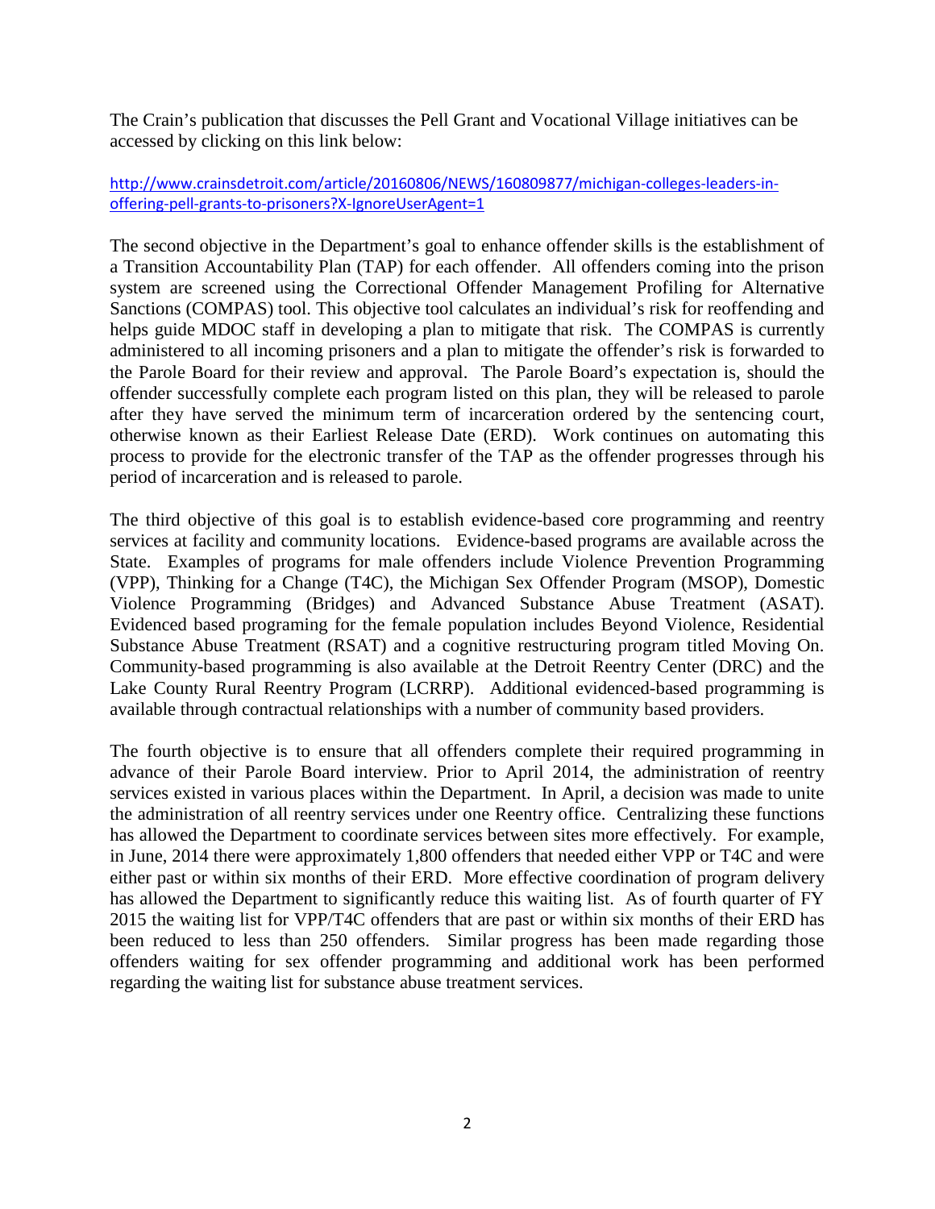The Crain's publication that discusses the Pell Grant and Vocational Village initiatives can be accessed by clicking on this link below:

http://www.crainsdetroit.com/article/20160806/NEWS/160809877/michigan-colleges-leaders-in-offering-pell-grants-to-prisoners?X-IgnoreUserAgent=1

The second objective in the Department's goal to enhance offender skills is the establishment of a Transition Accountability Plan (TAP) for each offender. All offenders coming into the prison system are screened using the Correctional Offender Management Profiling for Alternative Sanctions (COMPAS) tool. This objective tool calculates an individual's risk for reoffending and helps guide MDOC staff in developing a plan to mitigate that risk. The COMPAS is currently administered to all incoming prisoners and a plan to mitigate the offender's risk is forwarded to the Parole Board for their review and approval. The Parole Board's expectation is, should the offender successfully complete each program listed on this plan, they will be released to parole after they have served the minimum term of incarceration ordered by the sentencing court, otherwise known as their Earliest Release Date (ERD). Work continues on automating this process to provide for the electronic transfer of the TAP as the offender progresses through his period of incarceration and is released to parole.

The third objective of this goal is to establish evidence-based core programming and reentry services at facility and community locations. Evidence-based programs are available across the State. Examples of programs for male offenders include Violence Prevention Programming (VPP), Thinking for a Change (T4C), the Michigan Sex Offender Program (MSOP), Domestic Violence Programming (Bridges) and Advanced Substance Abuse Treatment (ASAT). Evidenced based programing for the female population includes Beyond Violence, Residential Substance Abuse Treatment (RSAT) and a cognitive restructuring program titled Moving On. Community-based programming is also available at the Detroit Reentry Center (DRC) and the Lake County Rural Reentry Program (LCRRP). Additional evidenced-based programming is available through contractual relationships with a number of community based providers.

The fourth objective is to ensure that all offenders complete their required programming in advance of their Parole Board interview. Prior to April 2014, the administration of reentry services existed in various places within the Department. In April, a decision was made to unite the administration of all reentry services under one Reentry office. Centralizing these functions has allowed the Department to coordinate services between sites more effectively. For example, in June, 2014 there were approximately 1,800 offenders that needed either VPP or T4C and were either past or within six months of their ERD. More effective coordination of program delivery has allowed the Department to significantly reduce this waiting list. As of fourth quarter of FY 2015 the waiting list for VPP/T4C offenders that are past or within six months of their ERD has been reduced to less than 250 offenders. Similar progress has been made regarding those offenders waiting for sex offender programming and additional work has been performed regarding the waiting list for substance abuse treatment services.